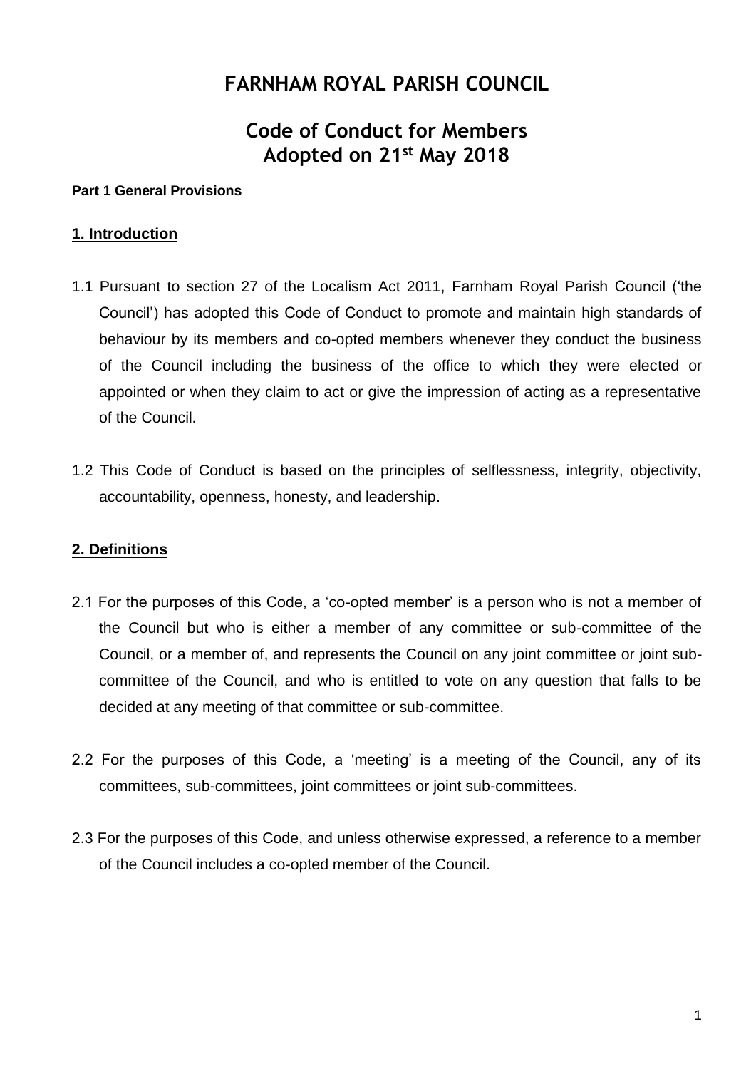# FARNHAM ROYAL PARISH COUNCIL

## Code of Conduct for Members
## Adopted on 21st May 2018

**Part 1 General Provisions**

### 1. Introduction

1.1 Pursuant to section 27 of the Localism Act 2011, Farnham Royal Parish Council ('the Council') has adopted this Code of Conduct to promote and maintain high standards of behaviour by its members and co-opted members whenever they conduct the business of the Council including the business of the office to which they were elected or appointed or when they claim to act or give the impression of acting as a representative of the Council.

1.2 This Code of Conduct is based on the principles of selflessness, integrity, objectivity, accountability, openness, honesty, and leadership.

### 2. Definitions

2.1 For the purposes of this Code, a 'co-opted member' is a person who is not a member of the Council but who is either a member of any committee or sub-committee of the Council, or a member of, and represents the Council on any joint committee or joint sub-committee of the Council, and who is entitled to vote on any question that falls to be decided at any meeting of that committee or sub-committee.

2.2 For the purposes of this Code, a 'meeting' is a meeting of the Council, any of its committees, sub-committees, joint committees or joint sub-committees.

2.3 For the purposes of this Code, and unless otherwise expressed, a reference to a member of the Council includes a co-opted member of the Council.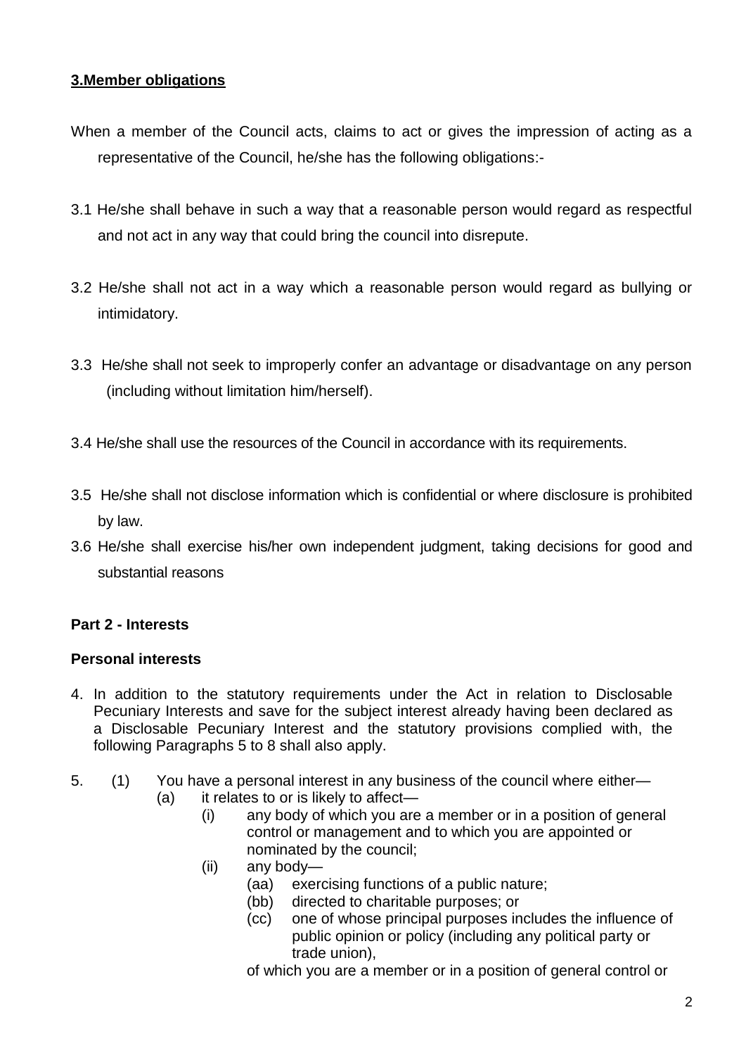## 3.Member obligations

When a member of the Council acts, claims to act or gives the impression of acting as a representative of the Council, he/she has the following obligations:-

3.1 He/she shall behave in such a way that a reasonable person would regard as respectful and not act in any way that could bring the council into disrepute.

3.2 He/she shall not act in a way which a reasonable person would regard as bullying or intimidatory.

3.3 He/she shall not seek to improperly confer an advantage or disadvantage on any person (including without limitation him/herself).

3.4 He/she shall use the resources of the Council in accordance with its requirements.

3.5 He/she shall not disclose information which is confidential or where disclosure is prohibited by law.

3.6 He/she shall exercise his/her own independent judgment, taking decisions for good and substantial reasons

### Part 2 - Interests

### Personal interests

4. In addition to the statutory requirements under the Act in relation to Disclosable Pecuniary Interests and save for the subject interest already having been declared as a Disclosable Pecuniary Interest and the statutory provisions complied with, the following Paragraphs 5 to 8 shall also apply.

5. (1) You have a personal interest in any business of the council where either—
   - (a) it relates to or is likely to affect—
     - (i) any body of which you are a member or in a position of general control or management and to which you are appointed or nominated by the council;
     - (ii) any body—
       - (aa) exercising functions of a public nature;
       - (bb) directed to charitable purposes; or
       - (cc) one of whose principal purposes includes the influence of public opinion or policy (including any political party or trade union),

       of which you are a member or in a position of general control or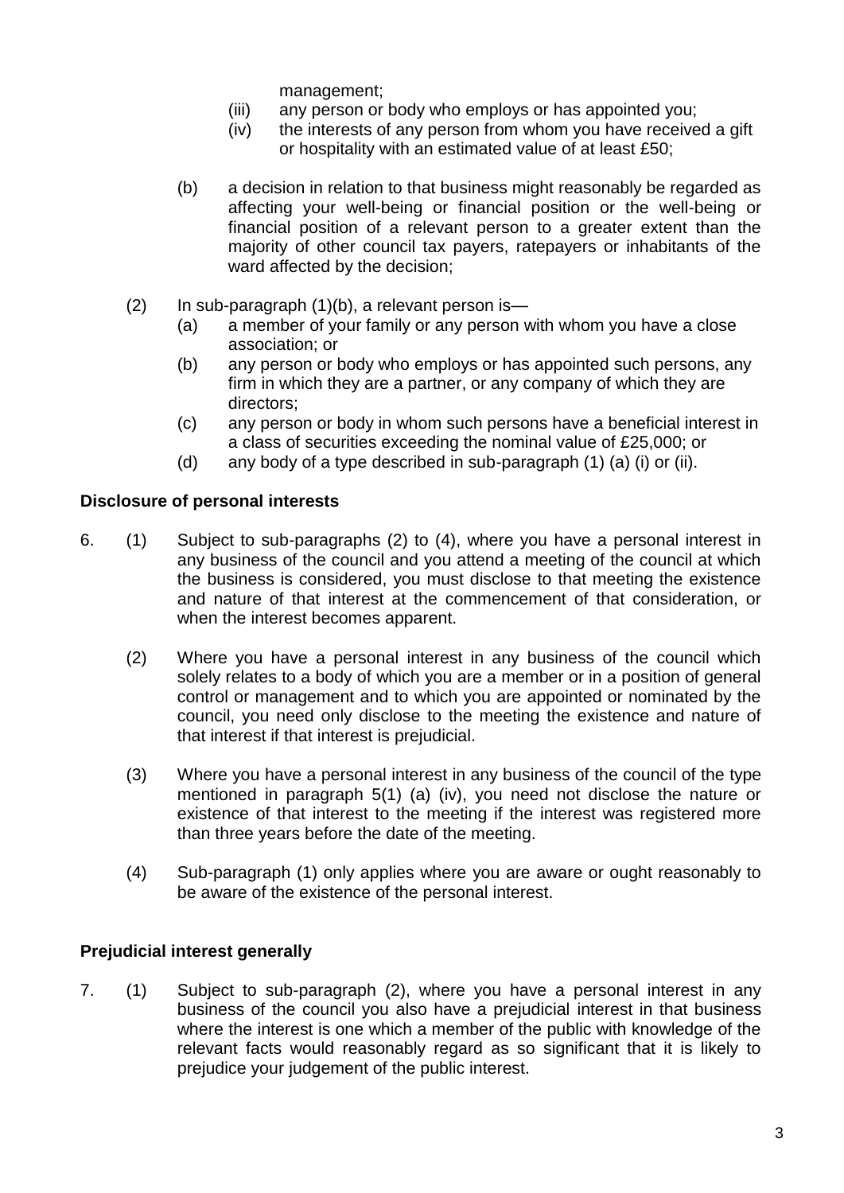management;

(iii) any person or body who employs or has appointed you;

(iv) the interests of any person from whom you have received a gift or hospitality with an estimated value of at least £50;

(b) a decision in relation to that business might reasonably be regarded as affecting your well-being or financial position or the well-being or financial position of a relevant person to a greater extent than the majority of other council tax payers, ratepayers or inhabitants of the ward affected by the decision;

(2) In sub-paragraph (1)(b), a relevant person is—

(a) a member of your family or any person with whom you have a close association; or

(b) any person or body who employs or has appointed such persons, any firm in which they are a partner, or any company of which they are directors;

(c) any person or body in whom such persons have a beneficial interest in a class of securities exceeding the nominal value of £25,000; or

(d) any body of a type described in sub-paragraph (1) (a) (i) or (ii).

**Disclosure of personal interests**

6. (1) Subject to sub-paragraphs (2) to (4), where you have a personal interest in any business of the council and you attend a meeting of the council at which the business is considered, you must disclose to that meeting the existence and nature of that interest at the commencement of that consideration, or when the interest becomes apparent.

(2) Where you have a personal interest in any business of the council which solely relates to a body of which you are a member or in a position of general control or management and to which you are appointed or nominated by the council, you need only disclose to the meeting the existence and nature of that interest if that interest is prejudicial.

(3) Where you have a personal interest in any business of the council of the type mentioned in paragraph 5(1) (a) (iv), you need not disclose the nature or existence of that interest to the meeting if the interest was registered more than three years before the date of the meeting.

(4) Sub-paragraph (1) only applies where you are aware or ought reasonably to be aware of the existence of the personal interest.

**Prejudicial interest generally**

7. (1) Subject to sub-paragraph (2), where you have a personal interest in any business of the council you also have a prejudicial interest in that business where the interest is one which a member of the public with knowledge of the relevant facts would reasonably regard as so significant that it is likely to prejudice your judgement of the public interest.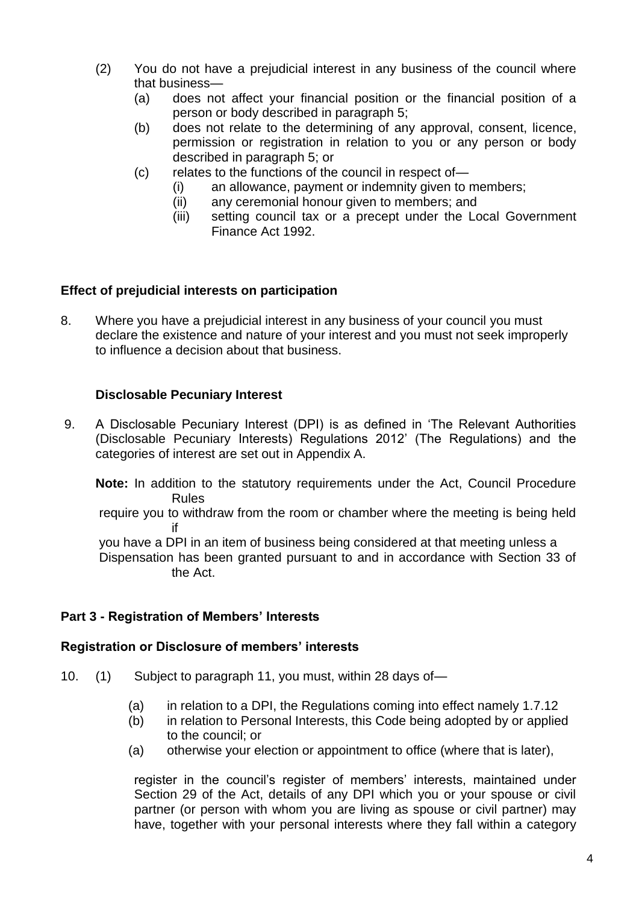(2) You do not have a prejudicial interest in any business of the council where that business—

   (a) does not affect your financial position or the financial position of a person or body described in paragraph 5;

   (b) does not relate to the determining of any approval, consent, licence, permission or registration in relation to you or any person or body described in paragraph 5; or

   (c) relates to the functions of the council in respect of—

      (i) an allowance, payment or indemnity given to members;

      (ii) any ceremonial honour given to members; and

      (iii) setting council tax or a precept under the Local Government Finance Act 1992.

**Effect of prejudicial interests on participation**

8. Where you have a prejudicial interest in any business of your council you must declare the existence and nature of your interest and you must not seek improperly to influence a decision about that business.

**Disclosable Pecuniary Interest**

9. A Disclosable Pecuniary Interest (DPI) is as defined in 'The Relevant Authorities (Disclosable Pecuniary Interests) Regulations 2012' (The Regulations) and the categories of interest are set out in Appendix A.

   **Note:** In addition to the statutory requirements under the Act, Council Procedure Rules require you to withdraw from the room or chamber where the meeting is being held if you have a DPI in an item of business being considered at that meeting unless a Dispensation has been granted pursuant to and in accordance with Section 33 of the Act.

**Part 3 - Registration of Members' Interests**

**Registration or Disclosure of members' interests**

10. (1) Subject to paragraph 11, you must, within 28 days of—

   (a) in relation to a DPI, the Regulations coming into effect namely 1.7.12

   (b) in relation to Personal Interests, this Code being adopted by or applied to the council; or

   (a) otherwise your election or appointment to office (where that is later),

   register in the council's register of members' interests, maintained under Section 29 of the Act, details of any DPI which you or your spouse or civil partner (or person with whom you are living as spouse or civil partner) may have, together with your personal interests where they fall within a category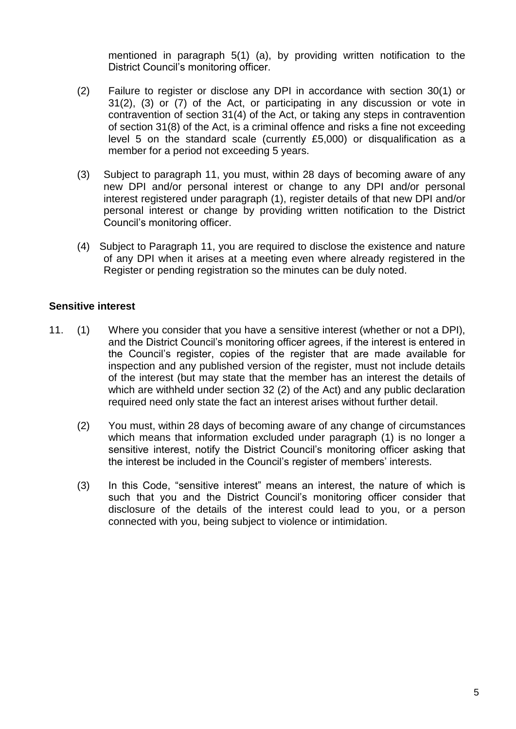mentioned in paragraph 5(1) (a), by providing written notification to the District Council's monitoring officer.

(2) Failure to register or disclose any DPI in accordance with section 30(1) or 31(2), (3) or (7) of the Act, or participating in any discussion or vote in contravention of section 31(4) of the Act, or taking any steps in contravention of section 31(8) of the Act, is a criminal offence and risks a fine not exceeding level 5 on the standard scale (currently £5,000) or disqualification as a member for a period not exceeding 5 years.

(3) Subject to paragraph 11, you must, within 28 days of becoming aware of any new DPI and/or personal interest or change to any DPI and/or personal interest registered under paragraph (1), register details of that new DPI and/or personal interest or change by providing written notification to the District Council's monitoring officer.

(4) Subject to Paragraph 11, you are required to disclose the existence and nature of any DPI when it arises at a meeting even where already registered in the Register or pending registration so the minutes can be duly noted.

**Sensitive interest**

11. (1) Where you consider that you have a sensitive interest (whether or not a DPI), and the District Council's monitoring officer agrees, if the interest is entered in the Council's register, copies of the register that are made available for inspection and any published version of the register, must not include details of the interest (but may state that the member has an interest the details of which are withheld under section 32 (2) of the Act) and any public declaration required need only state the fact an interest arises without further detail.

(2) You must, within 28 days of becoming aware of any change of circumstances which means that information excluded under paragraph (1) is no longer a sensitive interest, notify the District Council's monitoring officer asking that the interest be included in the Council's register of members' interests.

(3) In this Code, "sensitive interest" means an interest, the nature of which is such that you and the District Council's monitoring officer consider that disclosure of the details of the interest could lead to you, or a person connected with you, being subject to violence or intimidation.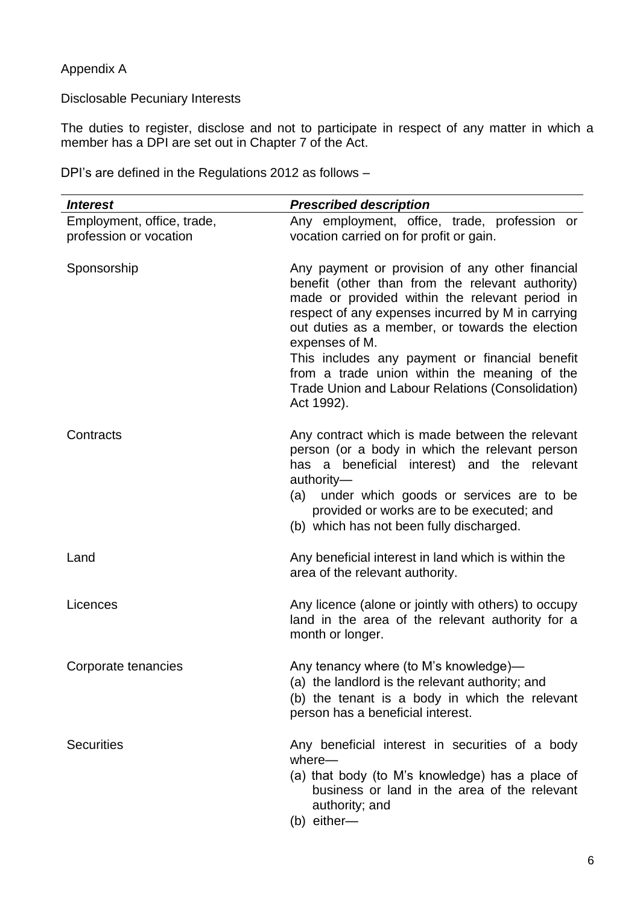Appendix A

Disclosable Pecuniary Interests

The duties to register, disclose and not to participate in respect of any matter in which a member has a DPI are set out in Chapter 7 of the Act.

DPI's are defined in the Regulations 2012 as follows –

| ***Interest*** | ***Prescribed description*** |
|---|---|
| Employment, office, trade, profession or vocation | Any employment, office, trade, profession or vocation carried on for profit or gain. |
| Sponsorship | Any payment or provision of any other financial benefit (other than from the relevant authority) made or provided within the relevant period in respect of any expenses incurred by M in carrying out duties as a member, or towards the election expenses of M.<br>This includes any payment or financial benefit from a trade union within the meaning of the Trade Union and Labour Relations (Consolidation) Act 1992). |
| Contracts | Any contract which is made between the relevant person (or a body in which the relevant person has a beneficial interest) and the relevant authority—<br>(a) under which goods or services are to be provided or works are to be executed; and<br>(b) which has not been fully discharged. |
| Land | Any beneficial interest in land which is within the area of the relevant authority. |
| Licences | Any licence (alone or jointly with others) to occupy land in the area of the relevant authority for a month or longer. |
| Corporate tenancies | Any tenancy where (to M's knowledge)—<br>(a) the landlord is the relevant authority; and<br>(b) the tenant is a body in which the relevant person has a beneficial interest. |
| Securities | Any beneficial interest in securities of a body where—<br>(a) that body (to M's knowledge) has a place of business or land in the area of the relevant authority; and<br>(b) either— |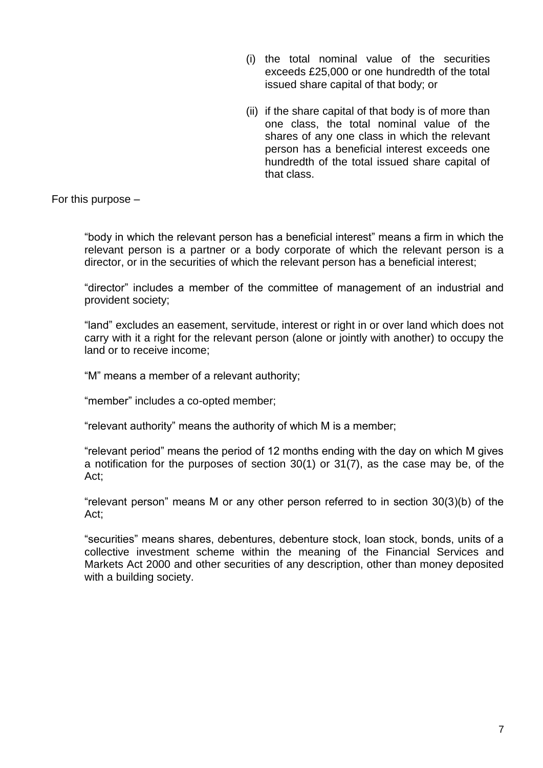(i) the total nominal value of the securities exceeds £25,000 or one hundredth of the total issued share capital of that body; or

(ii) if the share capital of that body is of more than one class, the total nominal value of the shares of any one class in which the relevant person has a beneficial interest exceeds one hundredth of the total issued share capital of that class.

For this purpose –

"body in which the relevant person has a beneficial interest" means a firm in which the relevant person is a partner or a body corporate of which the relevant person is a director, or in the securities of which the relevant person has a beneficial interest;

"director" includes a member of the committee of management of an industrial and provident society;

"land" excludes an easement, servitude, interest or right in or over land which does not carry with it a right for the relevant person (alone or jointly with another) to occupy the land or to receive income;

"M" means a member of a relevant authority;

"member" includes a co-opted member;

"relevant authority" means the authority of which M is a member;

"relevant period" means the period of 12 months ending with the day on which M gives a notification for the purposes of section 30(1) or 31(7), as the case may be, of the Act;

"relevant person" means M or any other person referred to in section 30(3)(b) of the Act;

"securities" means shares, debentures, debenture stock, loan stock, bonds, units of a collective investment scheme within the meaning of the Financial Services and Markets Act 2000 and other securities of any description, other than money deposited with a building society.